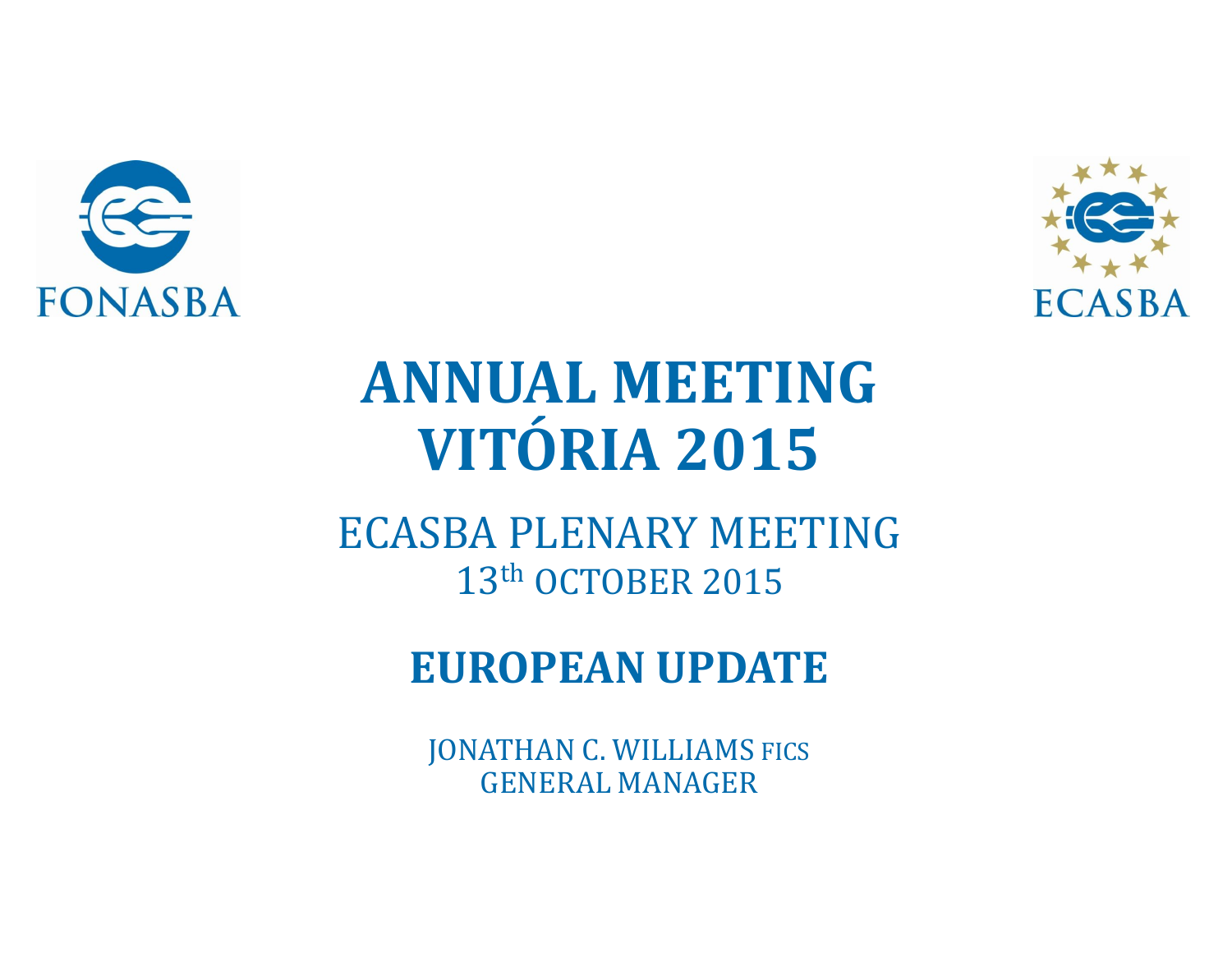FONASBA

ECASBA

# ANNUAL MEETING
# VITÓRIA 2015

## ECASBA PLENARY MEETING
13th OCTOBER 2015

## EUROPEAN UPDATE

JONATHAN C. WILLIAMS FICS
GENERAL MANAGER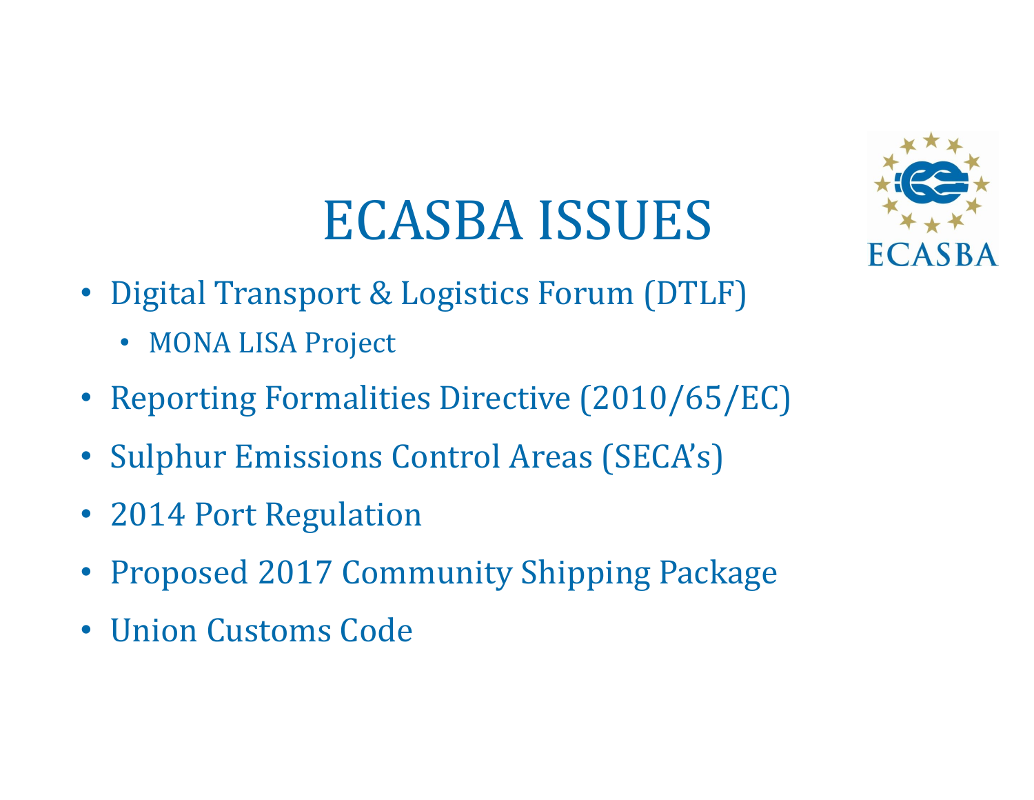# ECASBA ISSUES

ECASBA

- Digital Transport & Logistics Forum (DTLF)
  - MONA LISA Project
- Reporting Formalities Directive (2010/65/EC)
- Sulphur Emissions Control Areas (SECA's)
- 2014 Port Regulation
- Proposed 2017 Community Shipping Package
- Union Customs Code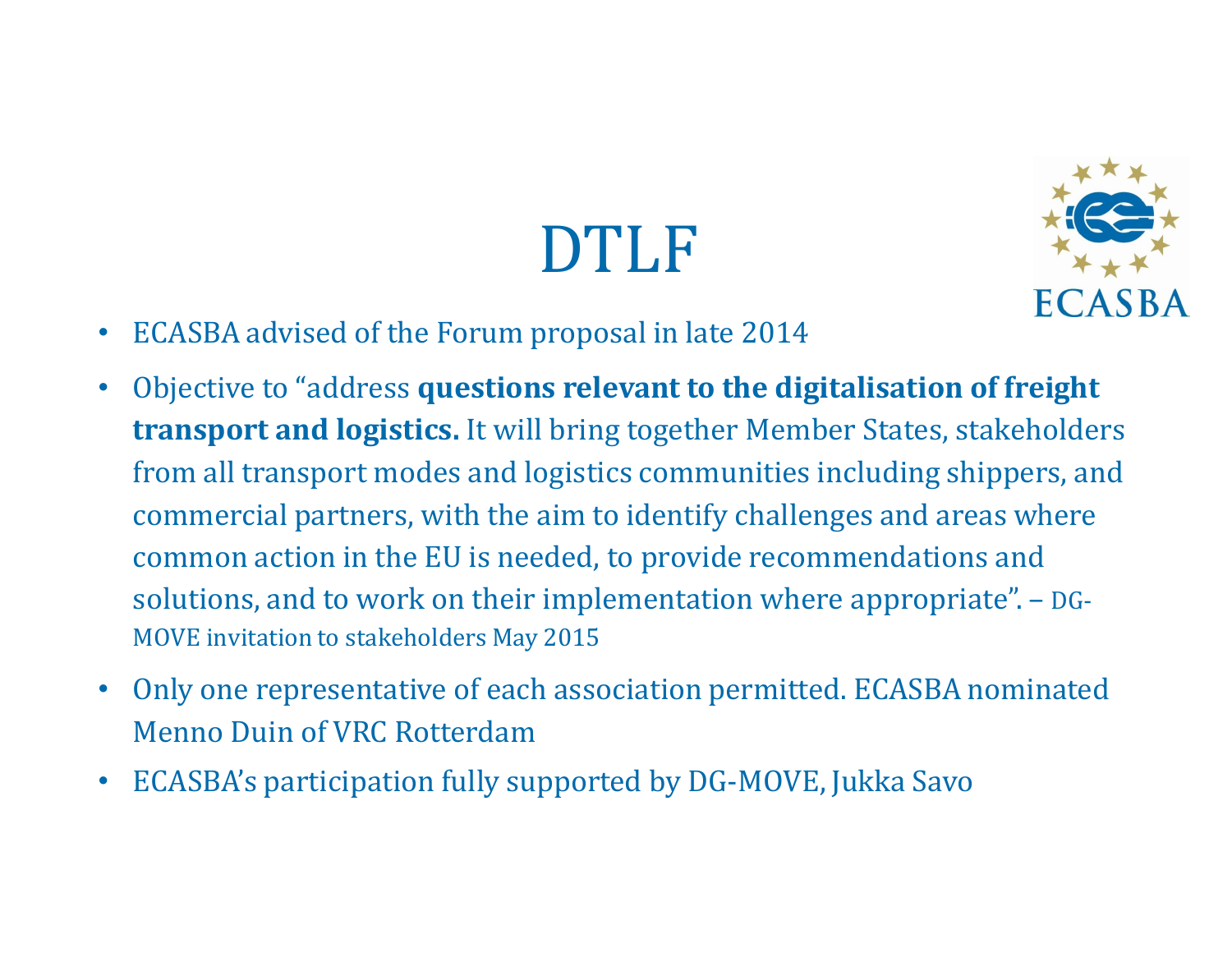# DTLF

ECASBA

- ECASBA advised of the Forum proposal in late 2014
- Objective to "address **questions relevant to the digitalisation of freight transport and logistics.** It will bring together Member States, stakeholders from all transport modes and logistics communities including shippers, and commercial partners, with the aim to identify challenges and areas where common action in the EU is needed, to provide recommendations and solutions, and to work on their implementation where appropriate". – DG-MOVE invitation to stakeholders May 2015
- Only one representative of each association permitted. ECASBA nominated Menno Duin of VRC Rotterdam
- ECASBA's participation fully supported by DG-MOVE, Jukka Savo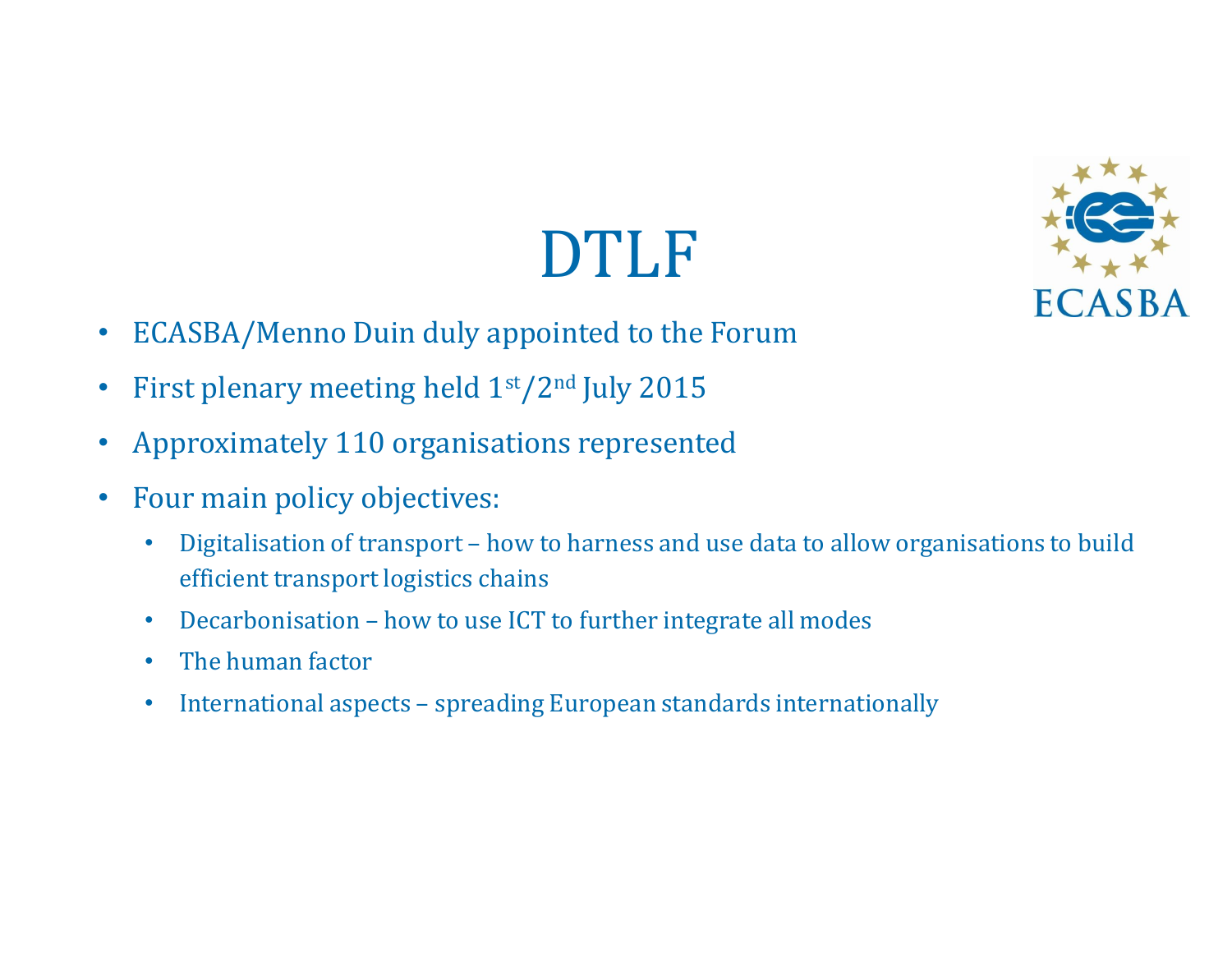# DTLF

- ECASBA/Menno Duin duly appointed to the Forum
- First plenary meeting held 1st/2nd July 2015
- Approximately 110 organisations represented
- Four main policy objectives:
  - Digitalisation of transport – how to harness and use data to allow organisations to build efficient transport logistics chains
  - Decarbonisation – how to use ICT to further integrate all modes
  - The human factor
  - International aspects – spreading European standards internationally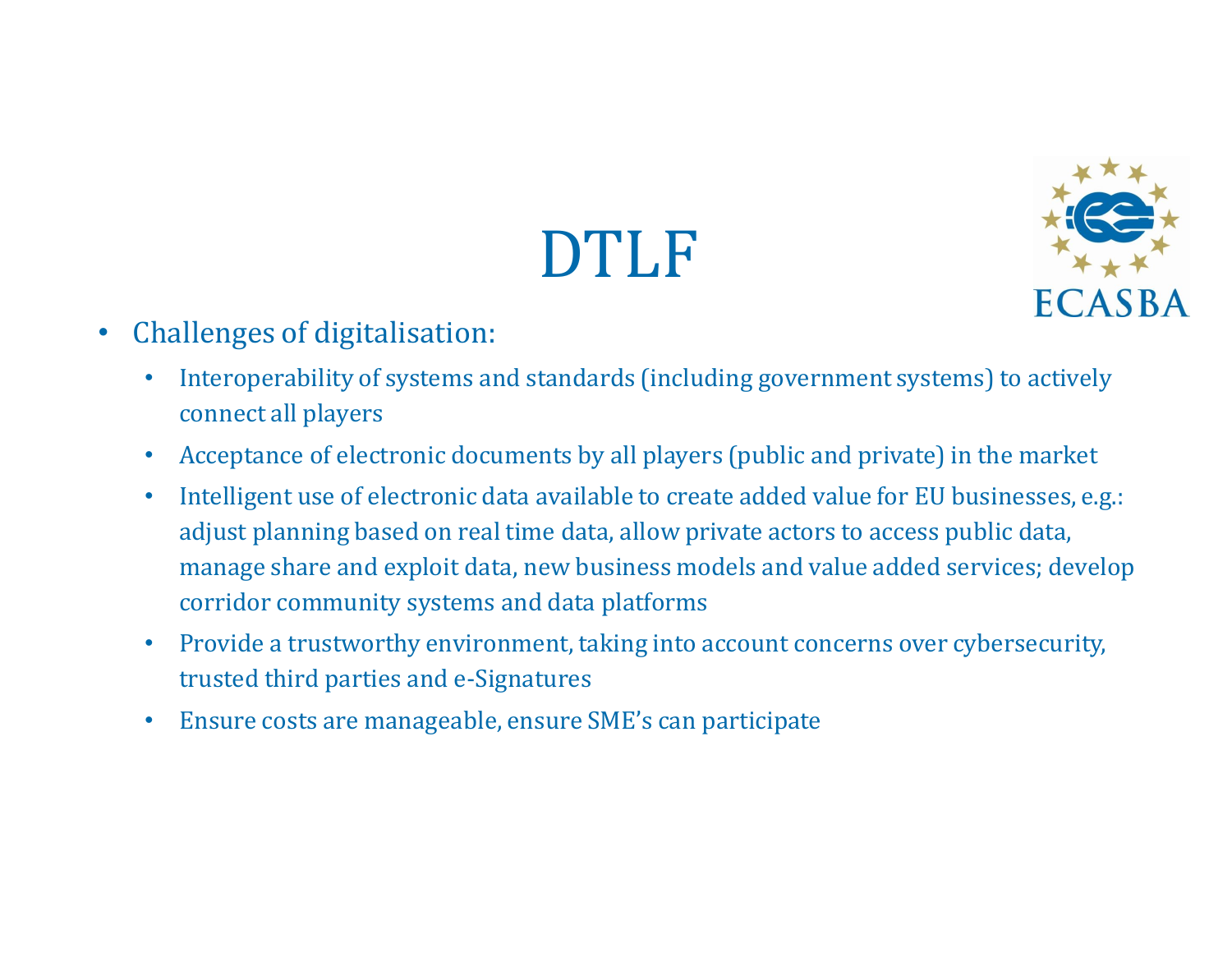# DTLF

ECASBA

- Challenges of digitalisation:
  - Interoperability of systems and standards (including government systems) to actively connect all players
  - Acceptance of electronic documents by all players (public and private) in the market
  - Intelligent use of electronic data available to create added value for EU businesses, e.g.: adjust planning based on real time data, allow private actors to access public data, manage share and exploit data, new business models and value added services; develop corridor community systems and data platforms
  - Provide a trustworthy environment, taking into account concerns over cybersecurity, trusted third parties and e-Signatures
  - Ensure costs are manageable, ensure SME's can participate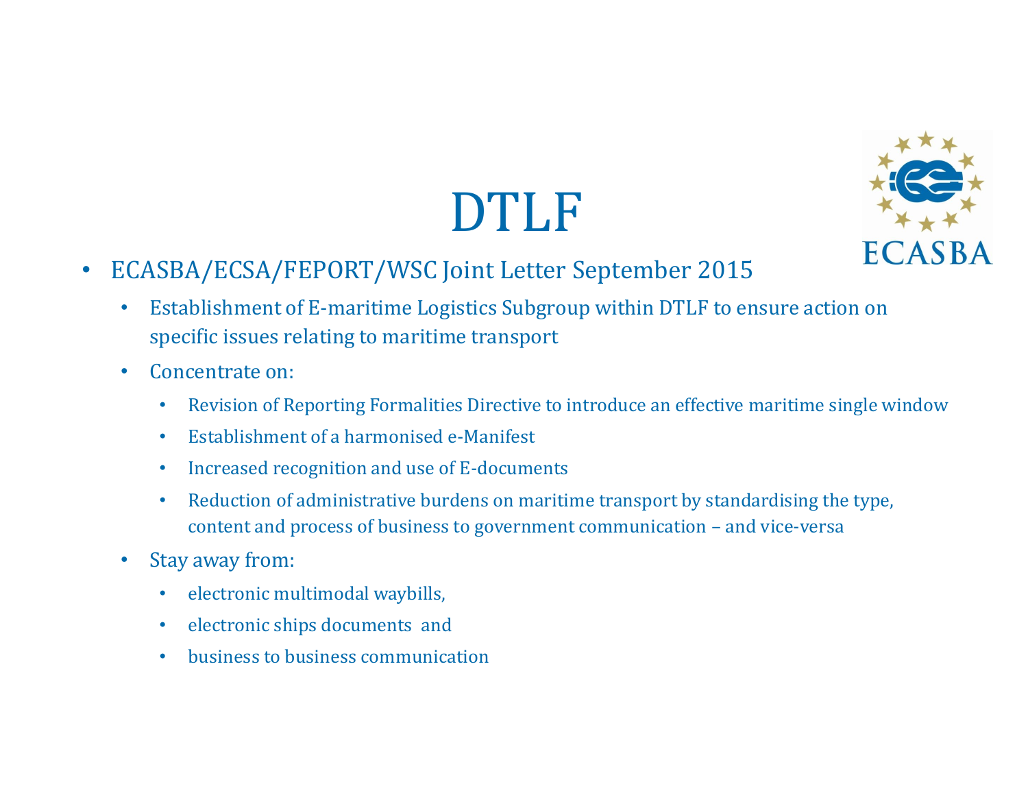# DTLF

ECASBA

- ECASBA/ECSA/FEPORT/WSC Joint Letter September 2015
  - Establishment of E-maritime Logistics Subgroup within DTLF to ensure action on specific issues relating to maritime transport
  - Concentrate on:
    - Revision of Reporting Formalities Directive to introduce an effective maritime single window
    - Establishment of a harmonised e-Manifest
    - Increased recognition and use of E-documents
    - Reduction of administrative burdens on maritime transport by standardising the type, content and process of business to government communication – and vice-versa
  - Stay away from:
    - electronic multimodal waybills,
    - electronic ships documents and
    - business to business communication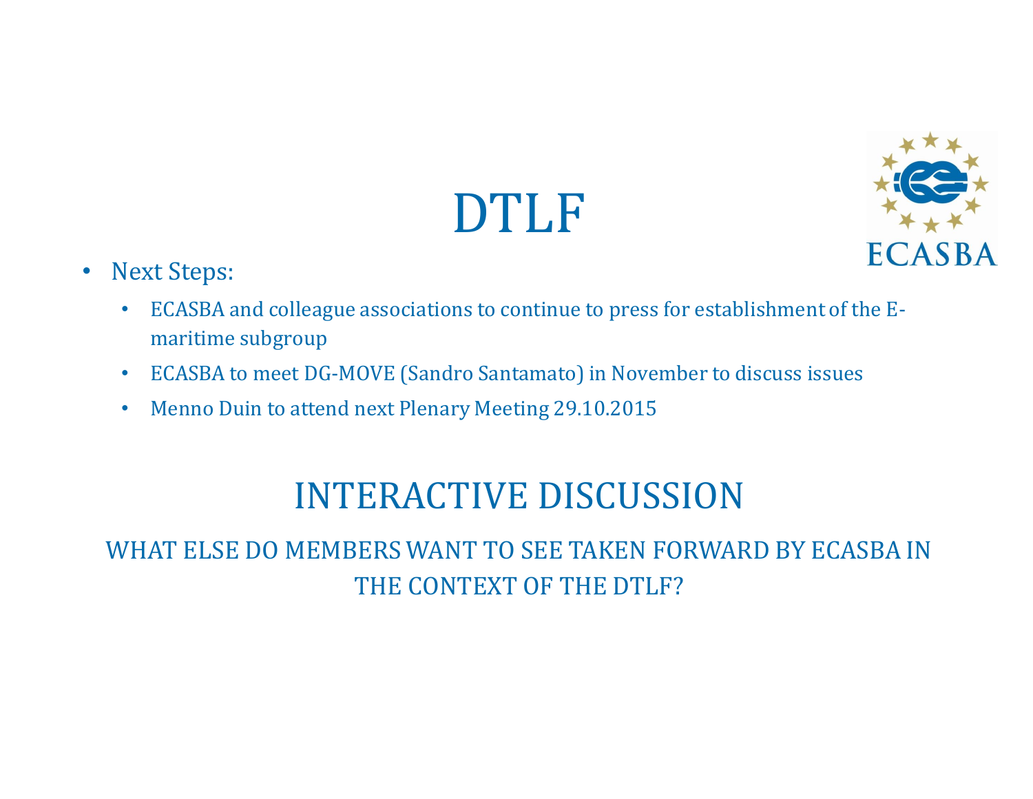# DTLF

- Next Steps:
  - ECASBA and colleague associations to continue to press for establishment of the E-maritime subgroup
  - ECASBA to meet DG-MOVE (Sandro Santamato) in November to discuss issues
  - Menno Duin to attend next Plenary Meeting 29.10.2015

## INTERACTIVE DISCUSSION

WHAT ELSE DO MEMBERS WANT TO SEE TAKEN FORWARD BY ECASBA IN THE CONTEXT OF THE DTLF?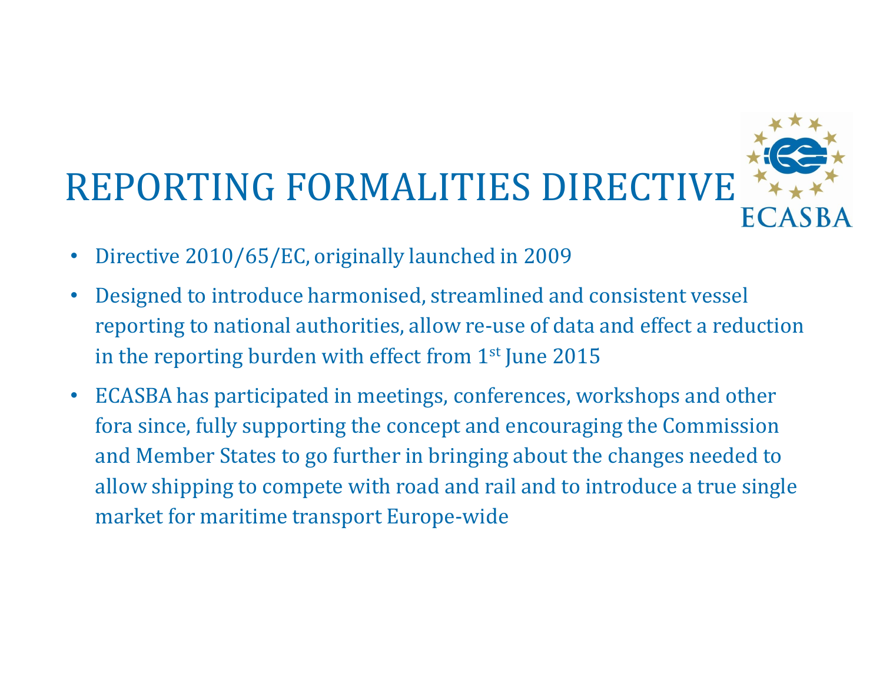# REPORTING FORMALITIES DIRECTIVE

ECASBA

- Directive 2010/65/EC, originally launched in 2009
- Designed to introduce harmonised, streamlined and consistent vessel reporting to national authorities, allow re-use of data and effect a reduction in the reporting burden with effect from 1st June 2015
- ECASBA has participated in meetings, conferences, workshops and other fora since, fully supporting the concept and encouraging the Commission and Member States to go further in bringing about the changes needed to allow shipping to compete with road and rail and to introduce a true single market for maritime transport Europe-wide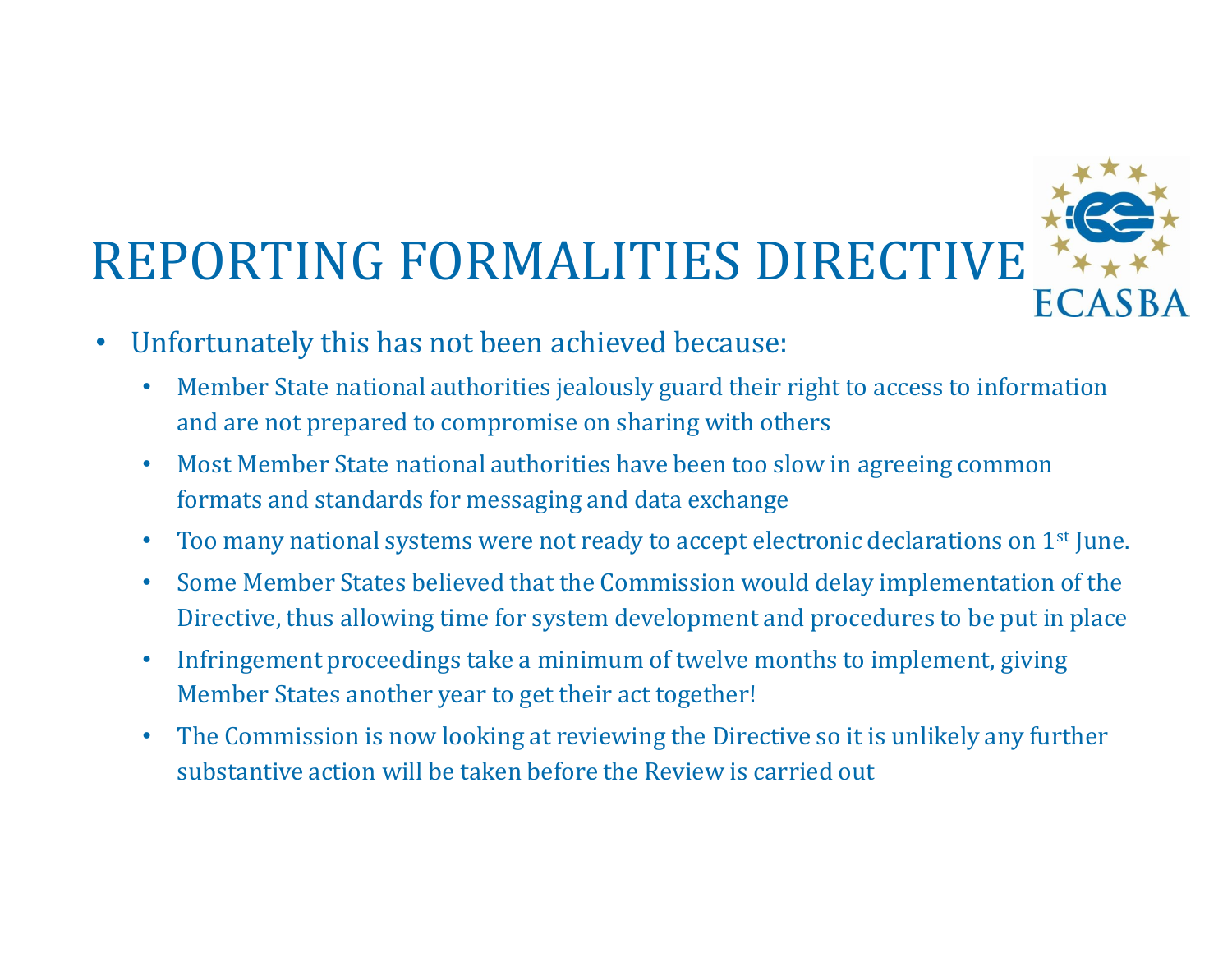# REPORTING FORMALITIES DIRECTIVE

ECASBA

- Unfortunately this has not been achieved because:
  - Member State national authorities jealously guard their right to access to information and are not prepared to compromise on sharing with others
  - Most Member State national authorities have been too slow in agreeing common formats and standards for messaging and data exchange
  - Too many national systems were not ready to accept electronic declarations on 1st June.
  - Some Member States believed that the Commission would delay implementation of the Directive, thus allowing time for system development and procedures to be put in place
  - Infringement proceedings take a minimum of twelve months to implement, giving Member States another year to get their act together!
  - The Commission is now looking at reviewing the Directive so it is unlikely any further substantive action will be taken before the Review is carried out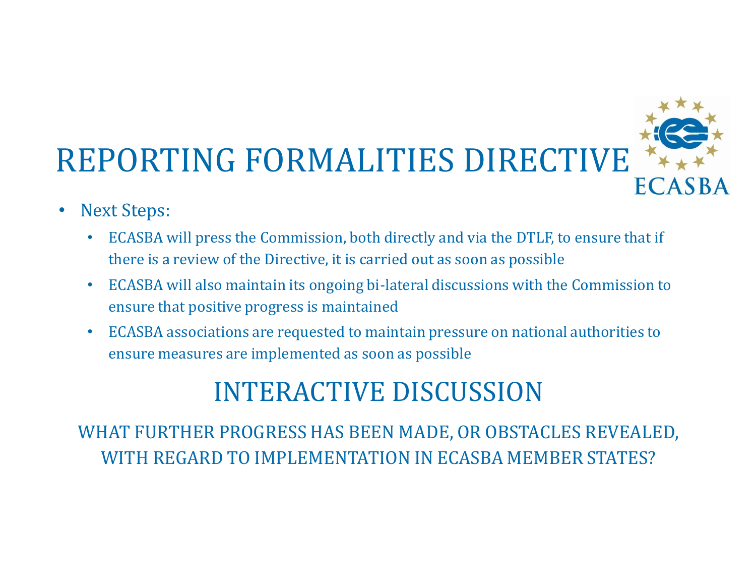# REPORTING FORMALITIES DIRECTIVE

ECASBA

- Next Steps:
  - ECASBA will press the Commission, both directly and via the DTLF, to ensure that if there is a review of the Directive, it is carried out as soon as possible
  - ECASBA will also maintain its ongoing bi-lateral discussions with the Commission to ensure that positive progress is maintained
  - ECASBA associations are requested to maintain pressure on national authorities to ensure measures are implemented as soon as possible

## INTERACTIVE DISCUSSION

WHAT FURTHER PROGRESS HAS BEEN MADE, OR OBSTACLES REVEALED, WITH REGARD TO IMPLEMENTATION IN ECASBA MEMBER STATES?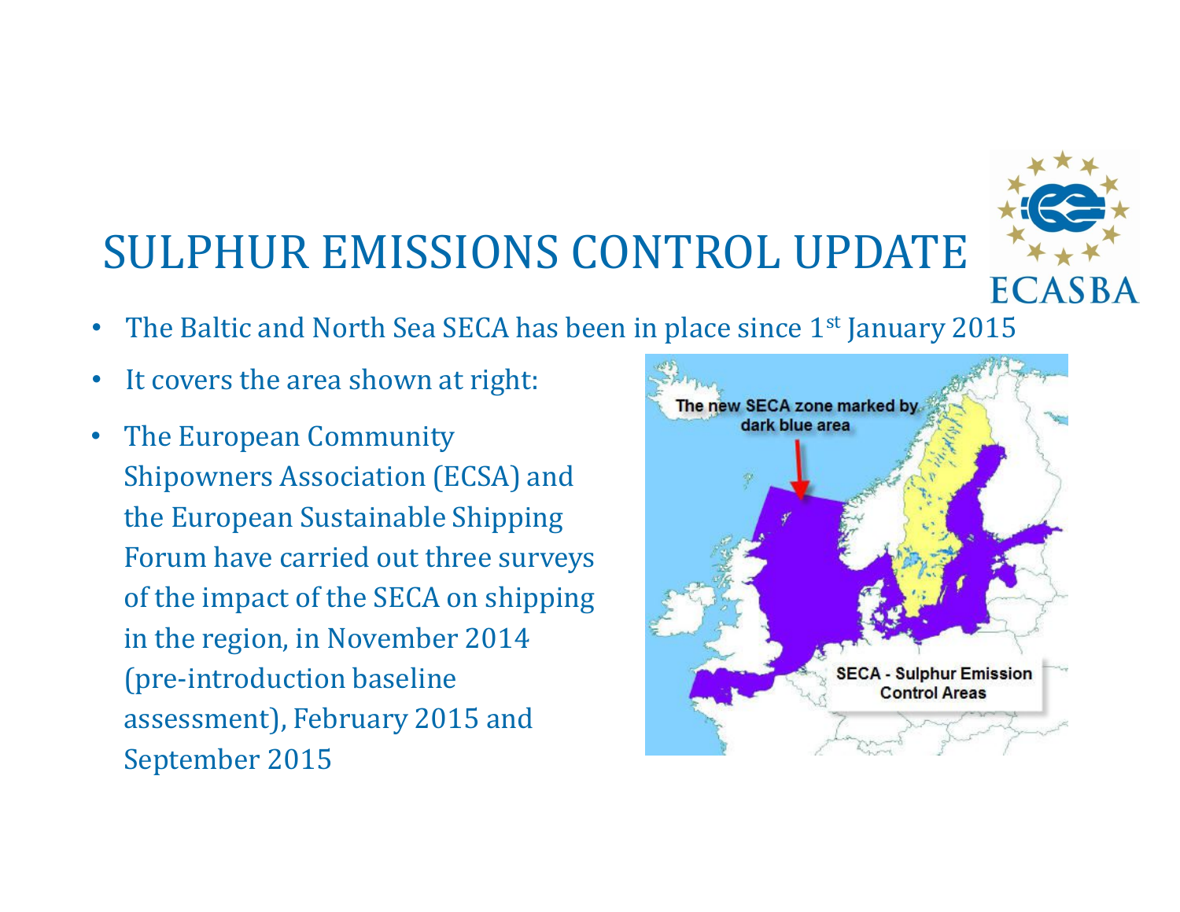# SULPHUR EMISSIONS CONTROL UPDATE

ECASBA

- The Baltic and North Sea SECA has been in place since 1st January 2015
- It covers the area shown at right:
- The European Community Shipowners Association (ECSA) and the European Sustainable Shipping Forum have carried out three surveys of the impact of the SECA on shipping in the region, in November 2014 (pre-introduction baseline assessment), February 2015 and September 2015

The new SECA zone marked by dark blue area

SECA - Sulphur Emission Control Areas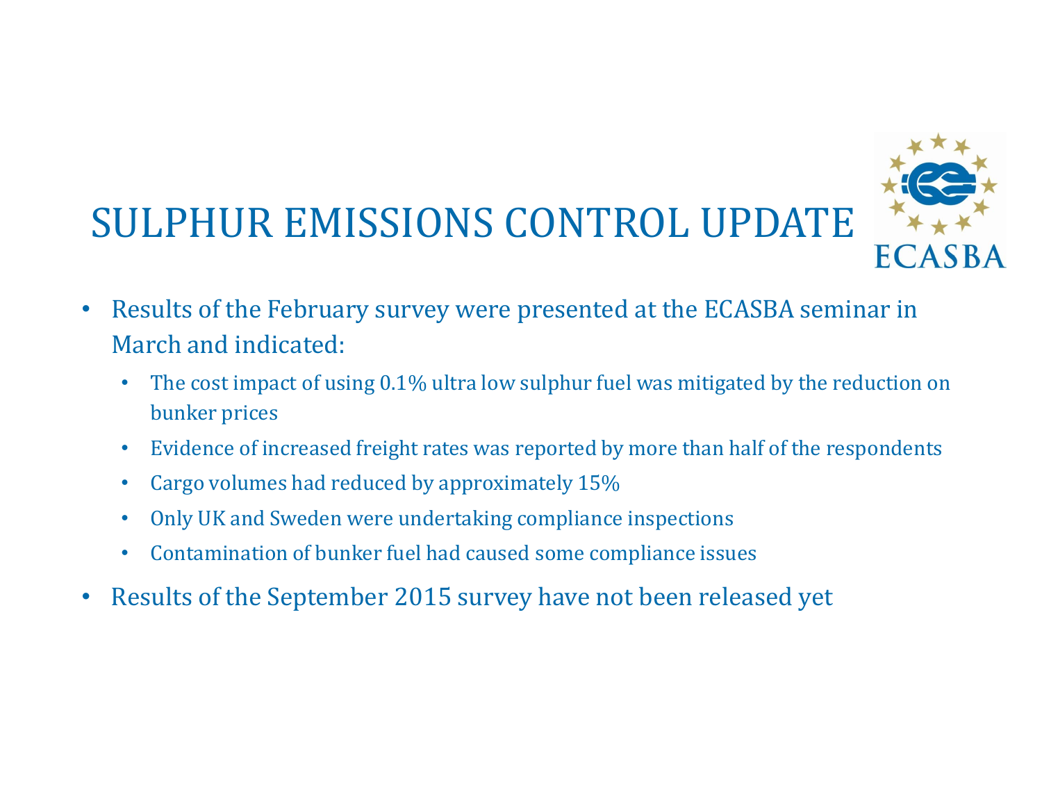# SULPHUR EMISSIONS CONTROL UPDATE

ECASBA

- Results of the February survey were presented at the ECASBA seminar in March and indicated:
  - The cost impact of using 0.1% ultra low sulphur fuel was mitigated by the reduction on bunker prices
  - Evidence of increased freight rates was reported by more than half of the respondents
  - Cargo volumes had reduced by approximately 15%
  - Only UK and Sweden were undertaking compliance inspections
  - Contamination of bunker fuel had caused some compliance issues
- Results of the September 2015 survey have not been released yet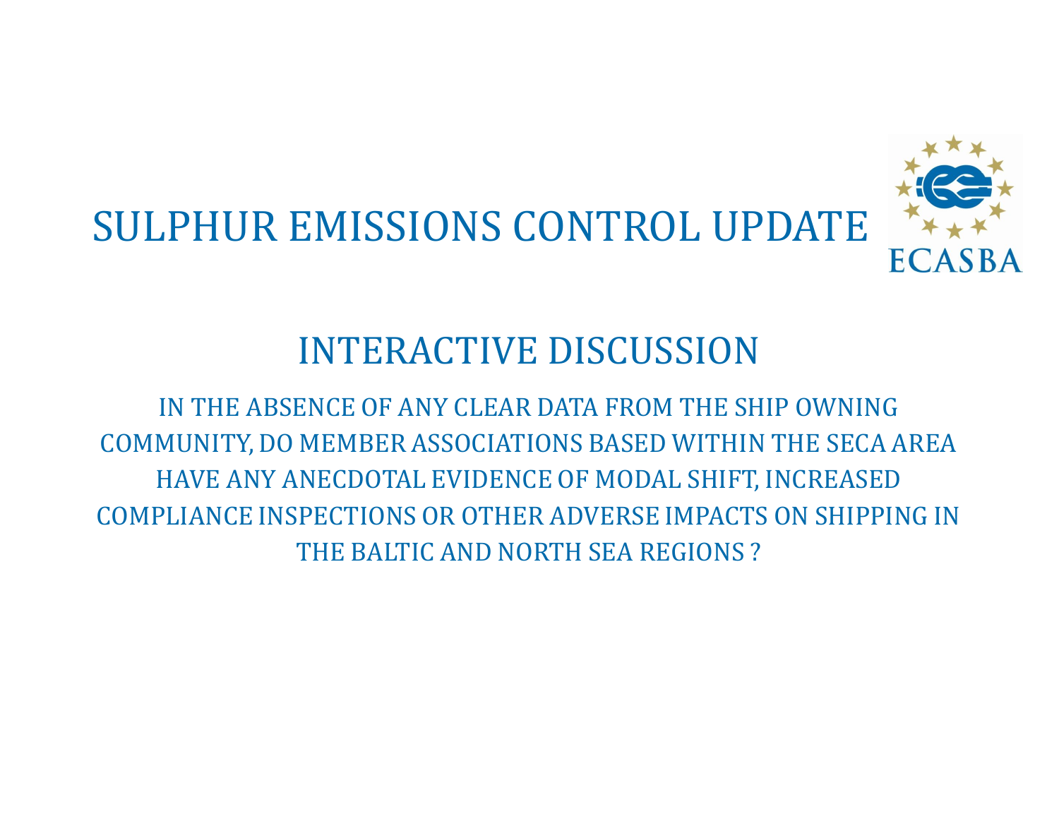# SULPHUR EMISSIONS CONTROL UPDATE

ECASBA

## INTERACTIVE DISCUSSION

IN THE ABSENCE OF ANY CLEAR DATA FROM THE SHIP OWNING COMMUNITY, DO MEMBER ASSOCIATIONS BASED WITHIN THE SECA AREA HAVE ANY ANECDOTAL EVIDENCE OF MODAL SHIFT, INCREASED COMPLIANCE INSPECTIONS OR OTHER ADVERSE IMPACTS ON SHIPPING IN THE BALTIC AND NORTH SEA REGIONS ?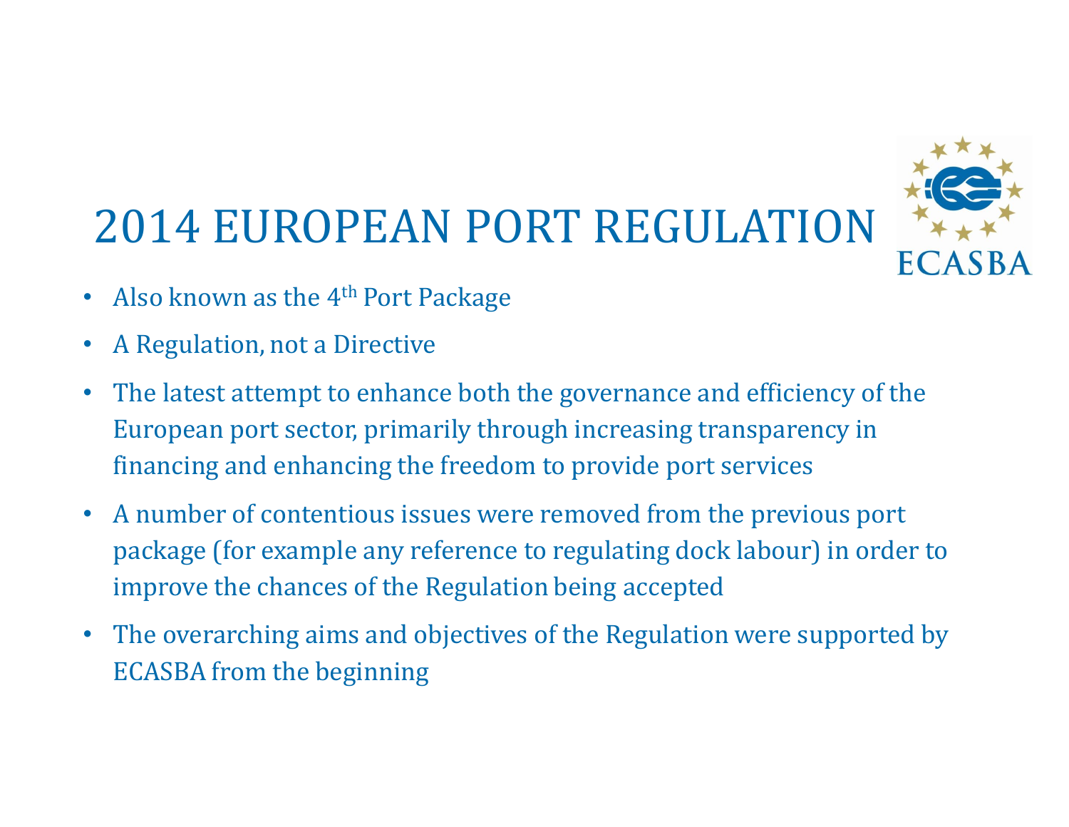# 2014 EUROPEAN PORT REGULATION

ECASBA

- Also known as the 4th Port Package
- A Regulation, not a Directive
- The latest attempt to enhance both the governance and efficiency of the European port sector, primarily through increasing transparency in financing and enhancing the freedom to provide port services
- A number of contentious issues were removed from the previous port package (for example any reference to regulating dock labour) in order to improve the chances of the Regulation being accepted
- The overarching aims and objectives of the Regulation were supported by ECASBA from the beginning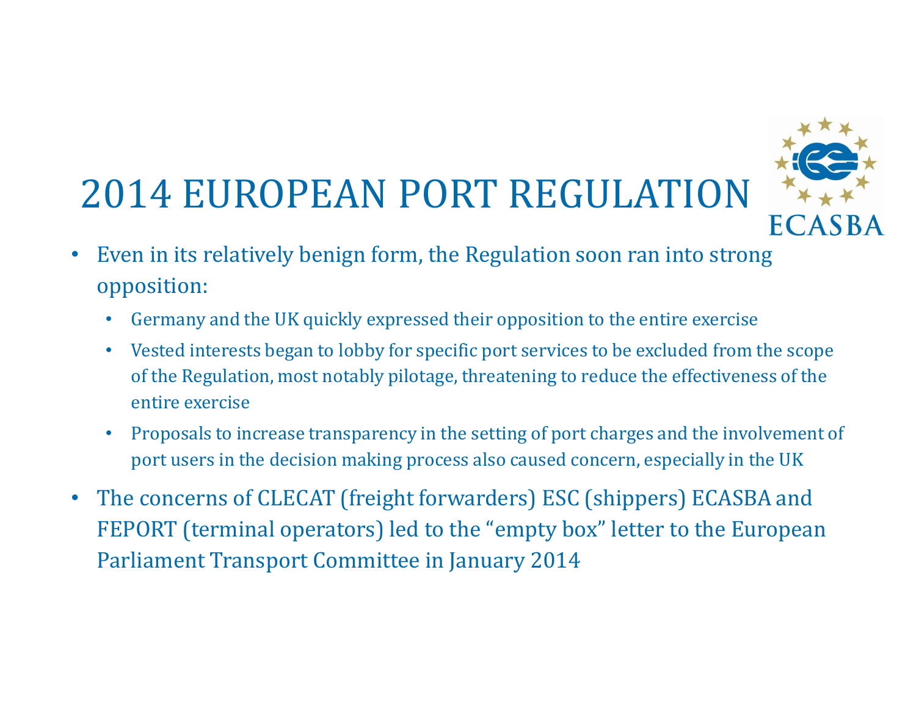# 2014 EUROPEAN PORT REGULATION

ECASBA

- Even in its relatively benign form, the Regulation soon ran into strong opposition:
  - Germany and the UK quickly expressed their opposition to the entire exercise
  - Vested interests began to lobby for specific port services to be excluded from the scope of the Regulation, most notably pilotage, threatening to reduce the effectiveness of the entire exercise
  - Proposals to increase transparency in the setting of port charges and the involvement of port users in the decision making process also caused concern, especially in the UK
- The concerns of CLECAT (freight forwarders) ESC (shippers) ECASBA and FEPORT (terminal operators) led to the "empty box" letter to the European Parliament Transport Committee in January 2014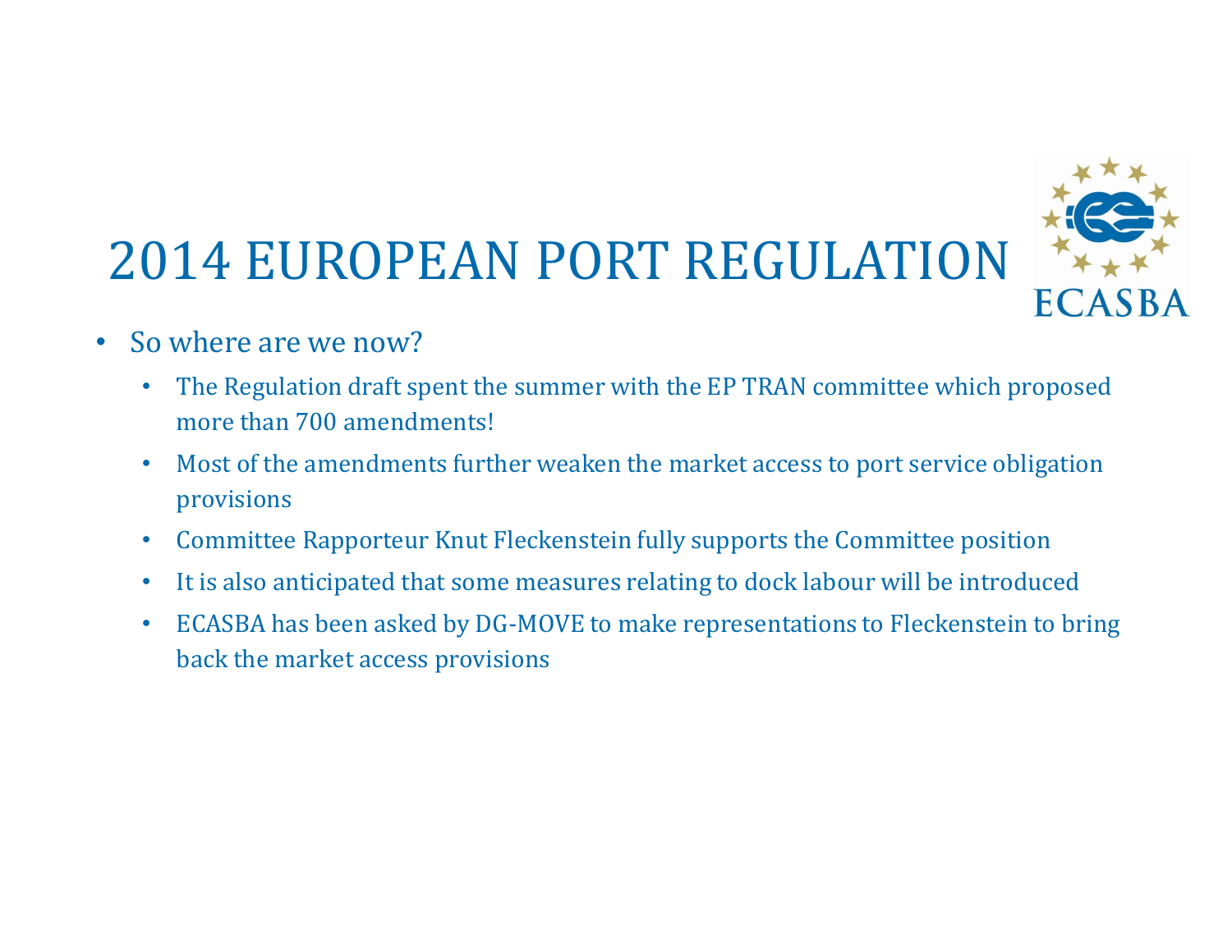# 2014 EUROPEAN PORT REGULATION

ECASBA

- So where are we now?
  - The Regulation draft spent the summer with the EP TRAN committee which proposed more than 700 amendments!
  - Most of the amendments further weaken the market access to port service obligation provisions
  - Committee Rapporteur Knut Fleckenstein fully supports the Committee position
  - It is also anticipated that some measures relating to dock labour will be introduced
  - ECASBA has been asked by DG-MOVE to make representations to Fleckenstein to bring back the market access provisions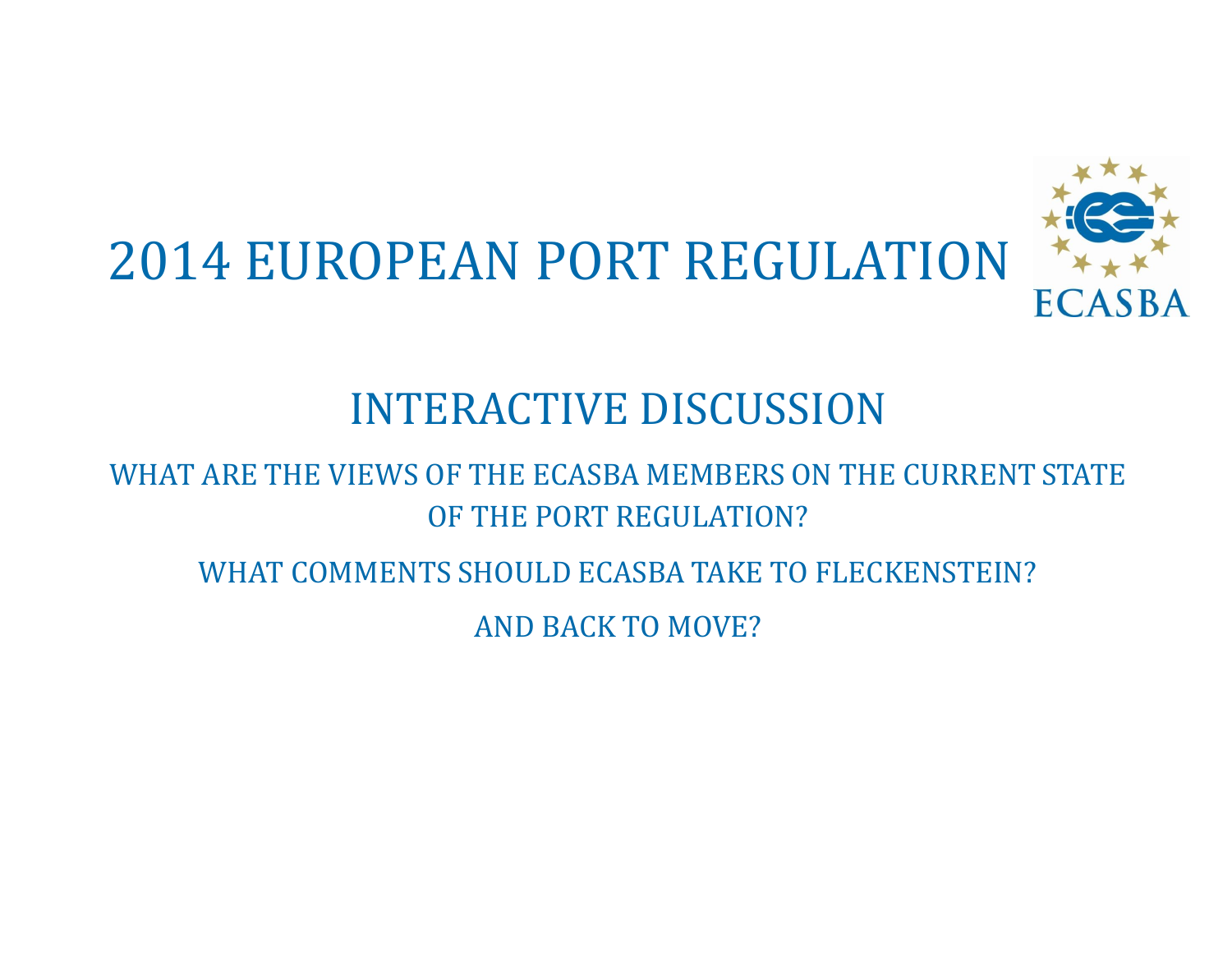# 2014 EUROPEAN PORT REGULATION

ECASBA

## INTERACTIVE DISCUSSION

WHAT ARE THE VIEWS OF THE ECASBA MEMBERS ON THE CURRENT STATE OF THE PORT REGULATION?

WHAT COMMENTS SHOULD ECASBA TAKE TO FLECKENSTEIN?

AND BACK TO MOVE?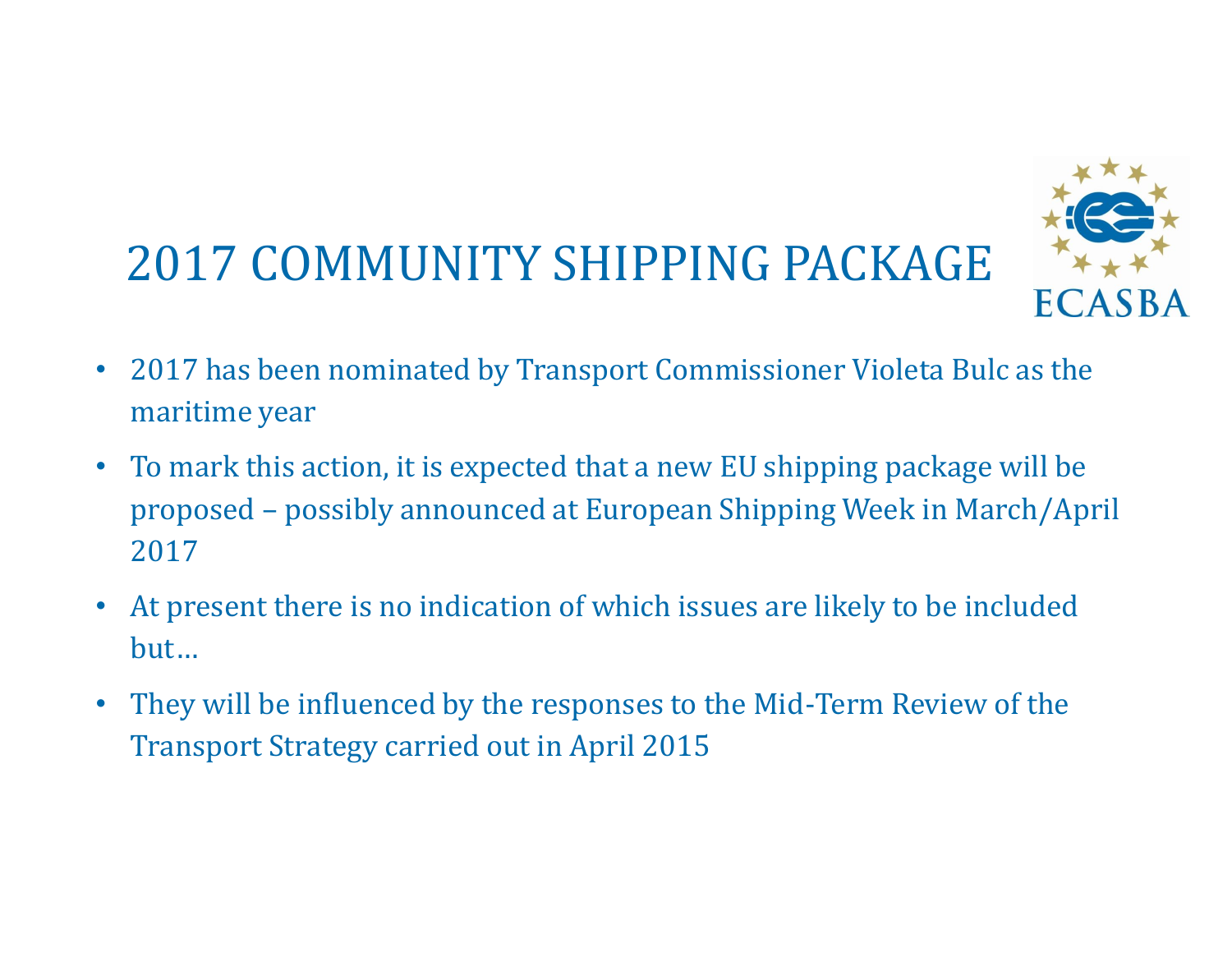# 2017 COMMUNITY SHIPPING PACKAGE

ECASBA

- 2017 has been nominated by Transport Commissioner Violeta Bulc as the maritime year
- To mark this action, it is expected that a new EU shipping package will be proposed – possibly announced at European Shipping Week in March/April 2017
- At present there is no indication of which issues are likely to be included but…
- They will be influenced by the responses to the Mid-Term Review of the Transport Strategy carried out in April 2015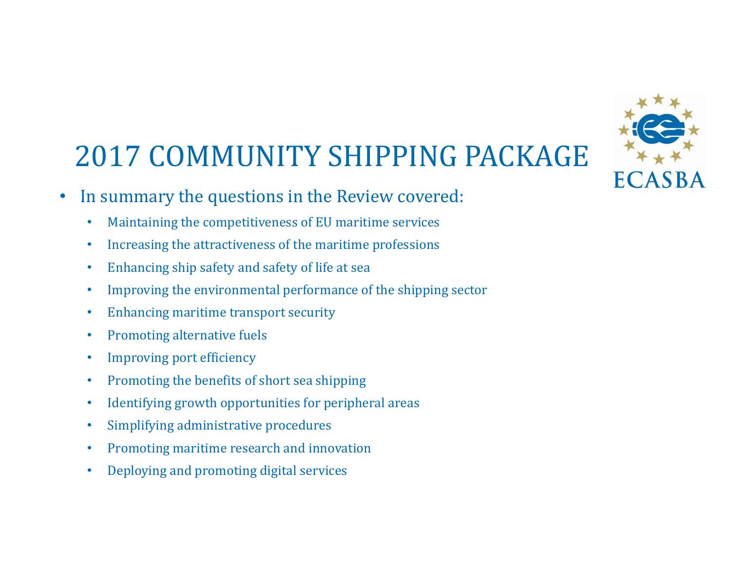# 2017 COMMUNITY SHIPPING PACKAGE

ECASBA

- In summary the questions in the Review covered:
  - Maintaining the competitiveness of EU maritime services
  - Increasing the attractiveness of the maritime professions
  - Enhancing ship safety and safety of life at sea
  - Improving the environmental performance of the shipping sector
  - Enhancing maritime transport security
  - Promoting alternative fuels
  - Improving port efficiency
  - Promoting the benefits of short sea shipping
  - Identifying growth opportunities for peripheral areas
  - Simplifying administrative procedures
  - Promoting maritime research and innovation
  - Deploying and promoting digital services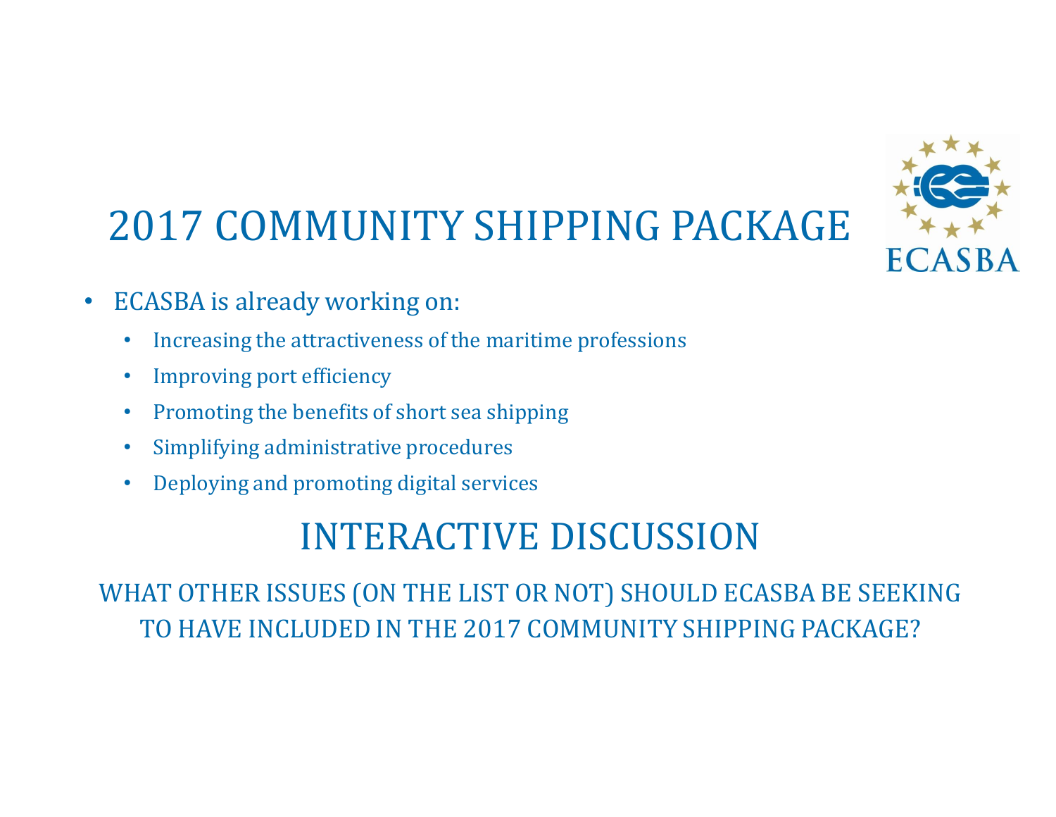# 2017 COMMUNITY SHIPPING PACKAGE

ECASBA

- ECASBA is already working on:
  - Increasing the attractiveness of the maritime professions
  - Improving port efficiency
  - Promoting the benefits of short sea shipping
  - Simplifying administrative procedures
  - Deploying and promoting digital services

## INTERACTIVE DISCUSSION

WHAT OTHER ISSUES (ON THE LIST OR NOT) SHOULD ECASBA BE SEEKING TO HAVE INCLUDED IN THE 2017 COMMUNITY SHIPPING PACKAGE?